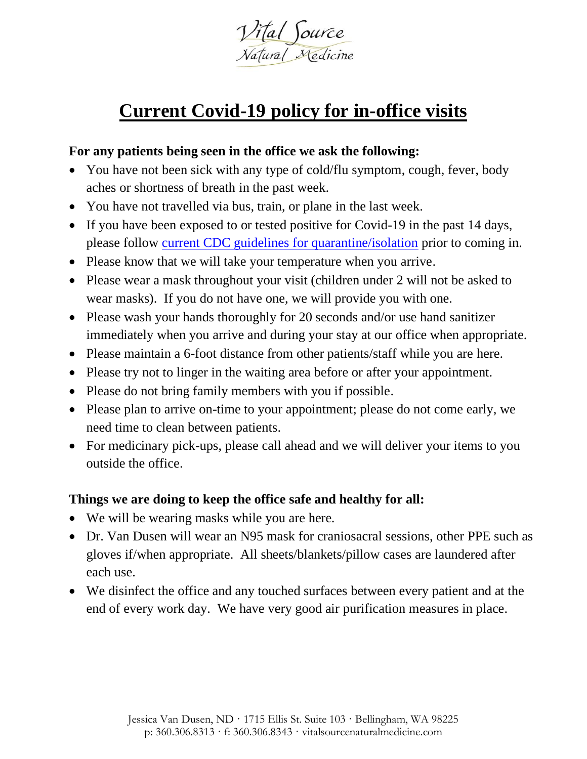Vital Source Natural Medicine

# Current Covid-19 policy for in-office visits

**For any patients being seen in the office we ask the following:**

- You have not been sick with any type of cold/flu symptom, cough, fever, body aches or shortness of breath in the past week.
- You have not travelled via bus, train, or plane in the last week.
- If you have been exposed to or tested positive for Covid-19 in the past 14 days, please follow current CDC guidelines for quarantine/isolation prior to coming in.
- Please know that we will take your temperature when you arrive.
- Please wear a mask throughout your visit (children under 2 will not be asked to wear masks). If you do not have one, we will provide you with one.
- Please wash your hands thoroughly for 20 seconds and/or use hand sanitizer immediately when you arrive and during your stay at our office when appropriate.
- Please maintain a 6-foot distance from other patients/staff while you are here.
- Please try not to linger in the waiting area before or after your appointment.
- Please do not bring family members with you if possible.
- Please plan to arrive on-time to your appointment; please do not come early, we need time to clean between patients.
- For medicinary pick-ups, please call ahead and we will deliver your items to you outside the office.

**Things we are doing to keep the office safe and healthy for all:**

- We will be wearing masks while you are here.
- Dr. Van Dusen will wear an N95 mask for craniosacral sessions, other PPE such as gloves if/when appropriate. All sheets/blankets/pillow cases are laundered after each use.
- We disinfect the office and any touched surfaces between every patient and at the end of every work day. We have very good air purification measures in place.

Jessica Van Dusen, ND · 1715 Ellis St. Suite 103 · Bellingham, WA 98225
p: 360.306.8313 · f: 360.306.8343 · vitalsourcenaturalmedicine.com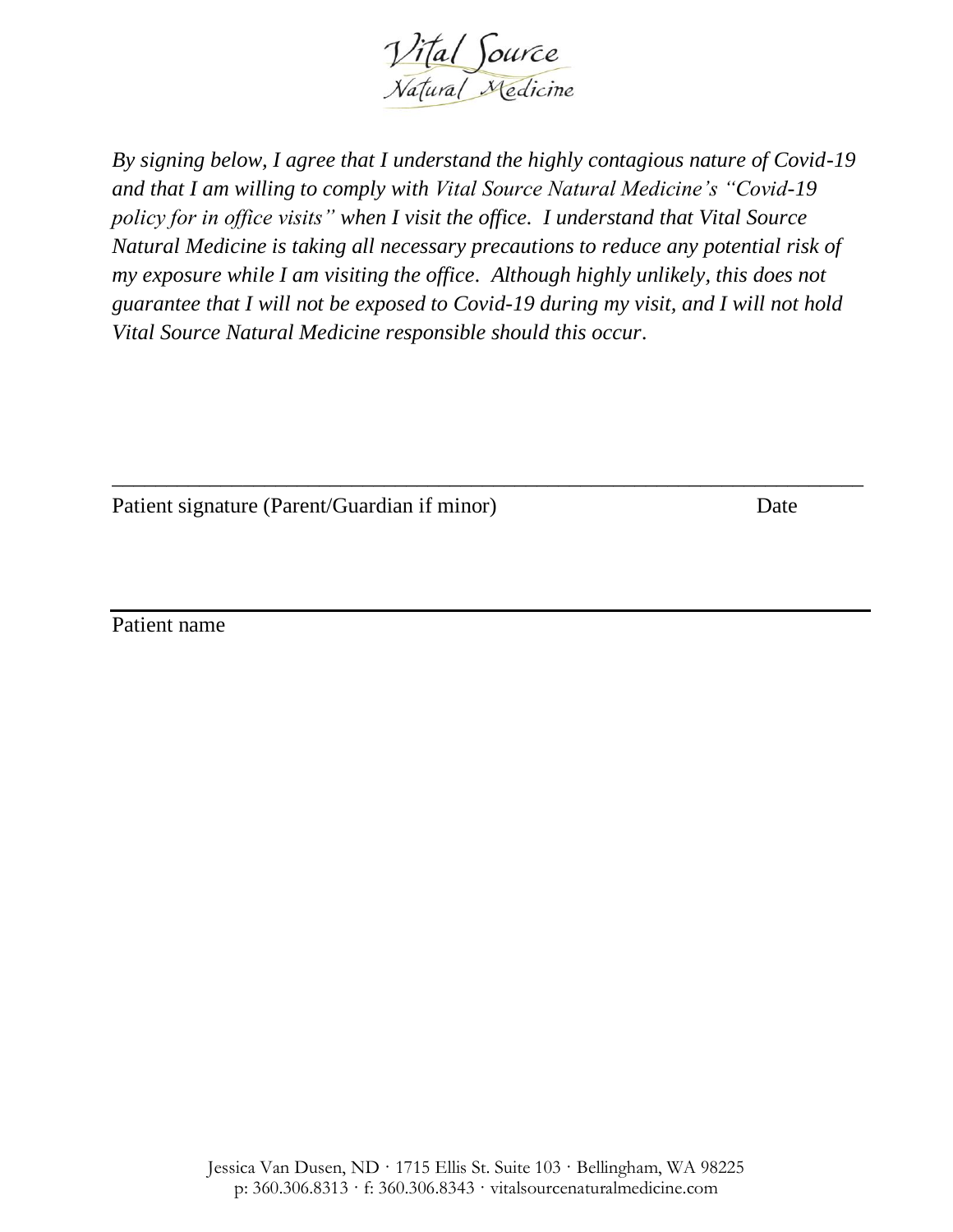Vital Source
Natural Medicine

*By signing below, I agree that I understand the highly contagious nature of Covid-19 and that I am willing to comply with Vital Source Natural Medicine's "Covid-19 policy for in office visits" when I visit the office. I understand that Vital Source Natural Medicine is taking all necessary precautions to reduce any potential risk of my exposure while I am visiting the office. Although highly unlikely, this does not guarantee that I will not be exposed to Covid-19 during my visit, and I will not hold Vital Source Natural Medicine responsible should this occur.*

___________________________________________________________________________

Patient signature (Parent/Guardian if minor) Date

___________________________________________________________________________

Patient name

Jessica Van Dusen, ND · 1715 Ellis St. Suite 103 · Bellingham, WA 98225
p: 360.306.8313 · f: 360.306.8343 · vitalsourcenaturalmedicine.com